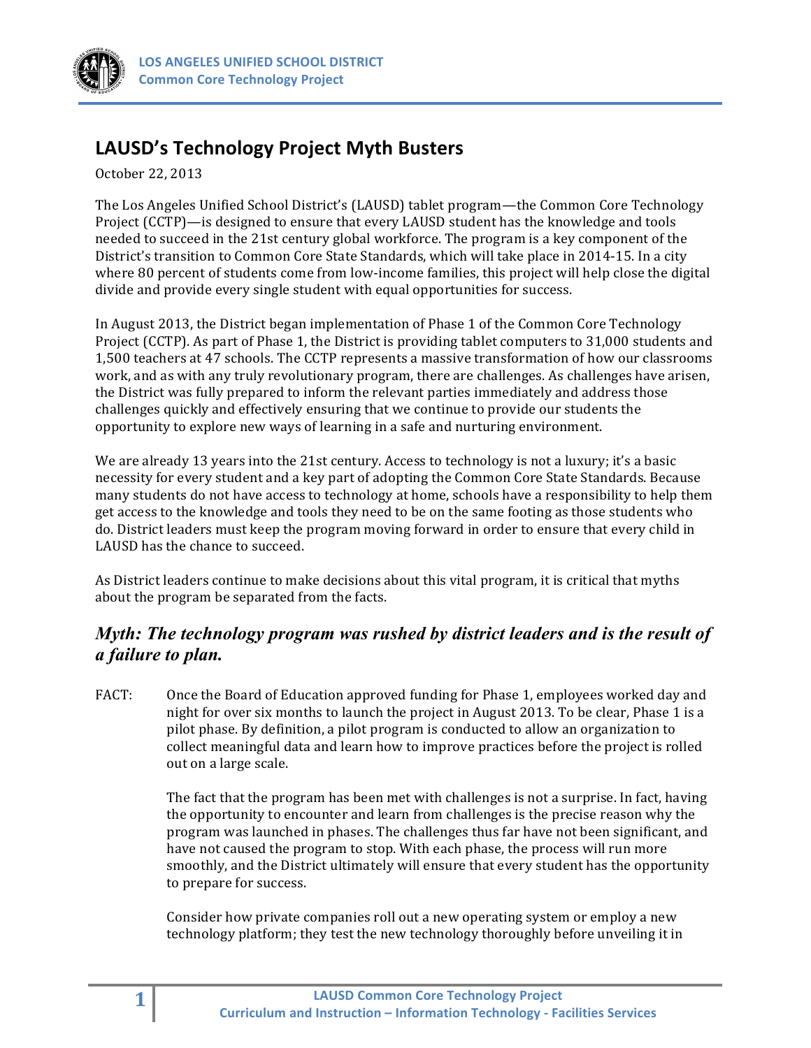# LAUSD's Technology Project Myth Busters

October 22, 2013

The Los Angeles Unified School District's (LAUSD) tablet program—the Common Core Technology Project (CCTP)—is designed to ensure that every LAUSD student has the knowledge and tools needed to succeed in the 21st century global workforce. The program is a key component of the District's transition to Common Core State Standards, which will take place in 2014-15. In a city where 80 percent of students come from low-income families, this project will help close the digital divide and provide every single student with equal opportunities for success.

In August 2013, the District began implementation of Phase 1 of the Common Core Technology Project (CCTP). As part of Phase 1, the District is providing tablet computers to 31,000 students and 1,500 teachers at 47 schools. The CCTP represents a massive transformation of how our classrooms work, and as with any truly revolutionary program, there are challenges. As challenges have arisen, the District was fully prepared to inform the relevant parties immediately and address those challenges quickly and effectively ensuring that we continue to provide our students the opportunity to explore new ways of learning in a safe and nurturing environment.

We are already 13 years into the 21st century. Access to technology is not a luxury; it's a basic necessity for every student and a key part of adopting the Common Core State Standards. Because many students do not have access to technology at home, schools have a responsibility to help them get access to the knowledge and tools they need to be on the same footing as those students who do. District leaders must keep the program moving forward in order to ensure that every child in LAUSD has the chance to succeed.

As District leaders continue to make decisions about this vital program, it is critical that myths about the program be separated from the facts.

## *Myth: The technology program was rushed by district leaders and is the result of a failure to plan.*

FACT: Once the Board of Education approved funding for Phase 1, employees worked day and night for over six months to launch the project in August 2013. To be clear, Phase 1 is a pilot phase. By definition, a pilot program is conducted to allow an organization to collect meaningful data and learn how to improve practices before the project is rolled out on a large scale.

The fact that the program has been met with challenges is not a surprise. In fact, having the opportunity to encounter and learn from challenges is the precise reason why the program was launched in phases. The challenges thus far have not been significant, and have not caused the program to stop. With each phase, the process will run more smoothly, and the District ultimately will ensure that every student has the opportunity to prepare for success.

Consider how private companies roll out a new operating system or employ a new technology platform; they test the new technology thoroughly before unveiling it in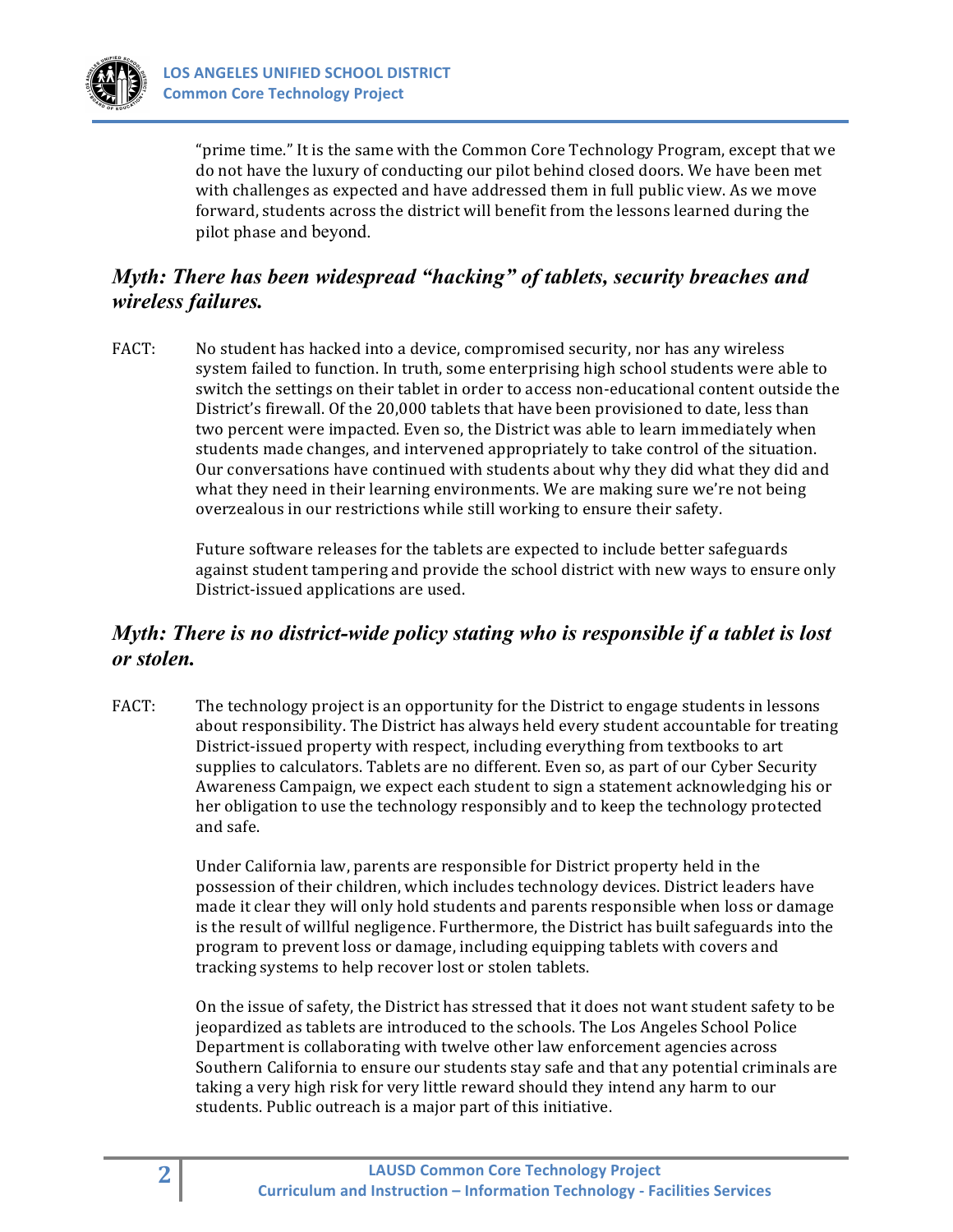"prime time." It is the same with the Common Core Technology Program, except that we do not have the luxury of conducting our pilot behind closed doors. We have been met with challenges as expected and have addressed them in full public view. As we move forward, students across the district will benefit from the lessons learned during the pilot phase and beyond.

### *Myth: There has been widespread "hacking" of tablets, security breaches and wireless failures.*

FACT: No student has hacked into a device, compromised security, nor has any wireless system failed to function. In truth, some enterprising high school students were able to switch the settings on their tablet in order to access non-educational content outside the District's firewall. Of the 20,000 tablets that have been provisioned to date, less than two percent were impacted. Even so, the District was able to learn immediately when students made changes, and intervened appropriately to take control of the situation. Our conversations have continued with students about why they did what they did and what they need in their learning environments. We are making sure we're not being overzealous in our restrictions while still working to ensure their safety.

Future software releases for the tablets are expected to include better safeguards against student tampering and provide the school district with new ways to ensure only District-issued applications are used.

### *Myth: There is no district-wide policy stating who is responsible if a tablet is lost or stolen.*

FACT: The technology project is an opportunity for the District to engage students in lessons about responsibility. The District has always held every student accountable for treating District-issued property with respect, including everything from textbooks to art supplies to calculators. Tablets are no different. Even so, as part of our Cyber Security Awareness Campaign, we expect each student to sign a statement acknowledging his or her obligation to use the technology responsibly and to keep the technology protected and safe.

Under California law, parents are responsible for District property held in the possession of their children, which includes technology devices. District leaders have made it clear they will only hold students and parents responsible when loss or damage is the result of willful negligence. Furthermore, the District has built safeguards into the program to prevent loss or damage, including equipping tablets with covers and tracking systems to help recover lost or stolen tablets.

On the issue of safety, the District has stressed that it does not want student safety to be jeopardized as tablets are introduced to the schools. The Los Angeles School Police Department is collaborating with twelve other law enforcement agencies across Southern California to ensure our students stay safe and that any potential criminals are taking a very high risk for very little reward should they intend any harm to our students. Public outreach is a major part of this initiative.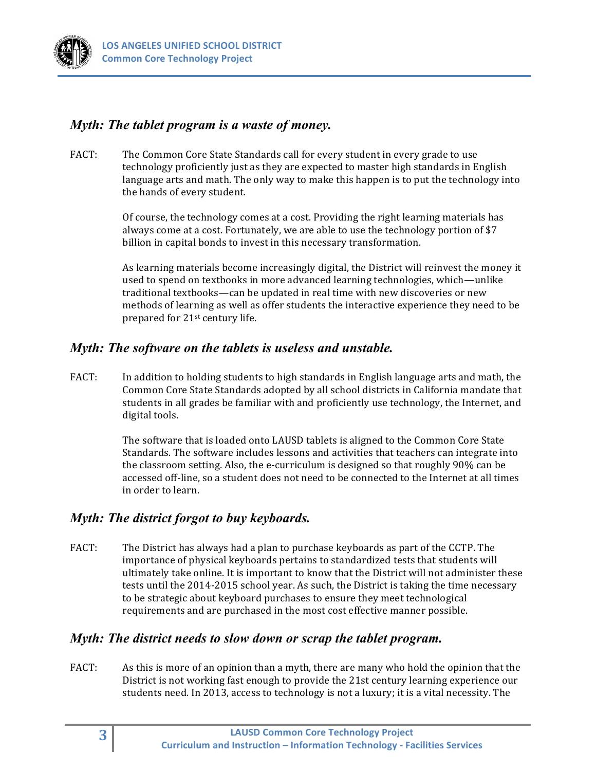## *Myth: The tablet program is a waste of money.*

FACT: The Common Core State Standards call for every student in every grade to use technology proficiently just as they are expected to master high standards in English language arts and math. The only way to make this happen is to put the technology into the hands of every student.

Of course, the technology comes at a cost. Providing the right learning materials has always come at a cost. Fortunately, we are able to use the technology portion of $7 billion in capital bonds to invest in this necessary transformation.

As learning materials become increasingly digital, the District will reinvest the money it used to spend on textbooks in more advanced learning technologies, which—unlike traditional textbooks—can be updated in real time with new discoveries or new methods of learning as well as offer students the interactive experience they need to be prepared for 21st century life.

## *Myth: The software on the tablets is useless and unstable.*

FACT: In addition to holding students to high standards in English language arts and math, the Common Core State Standards adopted by all school districts in California mandate that students in all grades be familiar with and proficiently use technology, the Internet, and digital tools.

The software that is loaded onto LAUSD tablets is aligned to the Common Core State Standards. The software includes lessons and activities that teachers can integrate into the classroom setting. Also, the e-curriculum is designed so that roughly 90% can be accessed off-line, so a student does not need to be connected to the Internet at all times in order to learn.

## *Myth: The district forgot to buy keyboards.*

FACT: The District has always had a plan to purchase keyboards as part of the CCTP. The importance of physical keyboards pertains to standardized tests that students will ultimately take online. It is important to know that the District will not administer these tests until the 2014-2015 school year. As such, the District is taking the time necessary to be strategic about keyboard purchases to ensure they meet technological requirements and are purchased in the most cost effective manner possible.

## *Myth: The district needs to slow down or scrap the tablet program.*

FACT: As this is more of an opinion than a myth, there are many who hold the opinion that the District is not working fast enough to provide the 21st century learning experience our students need. In 2013, access to technology is not a luxury; it is a vital necessity. The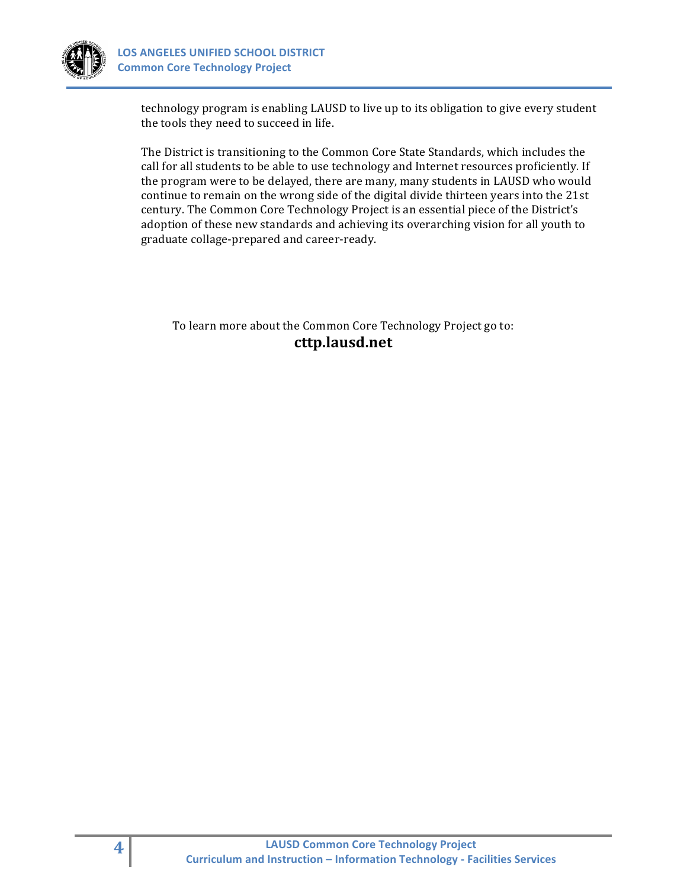technology program is enabling LAUSD to live up to its obligation to give every student the tools they need to succeed in life.

The District is transitioning to the Common Core State Standards, which includes the call for all students to be able to use technology and Internet resources proficiently. If the program were to be delayed, there are many, many students in LAUSD who would continue to remain on the wrong side of the digital divide thirteen years into the 21st century. The Common Core Technology Project is an essential piece of the District's adoption of these new standards and achieving its overarching vision for all youth to graduate collage-prepared and career-ready.

To learn more about the Common Core Technology Project go to:

**cttp.lausd.net**